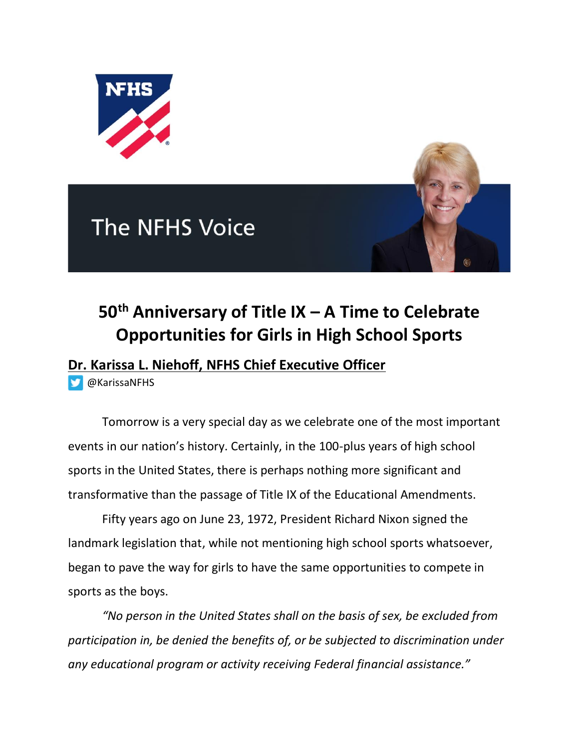The NFHS Voice

# 50th Anniversary of Title IX – A Time to Celebrate Opportunities for Girls in High School Sports

**Dr. Karissa L. Niehoff, NFHS Chief Executive Officer**

@KarissaNFHS

Tomorrow is a very special day as we celebrate one of the most important events in our nation's history. Certainly, in the 100-plus years of high school sports in the United States, there is perhaps nothing more significant and transformative than the passage of Title IX of the Educational Amendments.

Fifty years ago on June 23, 1972, President Richard Nixon signed the landmark legislation that, while not mentioning high school sports whatsoever, began to pave the way for girls to have the same opportunities to compete in sports as the boys.

*"No person in the United States shall on the basis of sex, be excluded from participation in, be denied the benefits of, or be subjected to discrimination under any educational program or activity receiving Federal financial assistance."*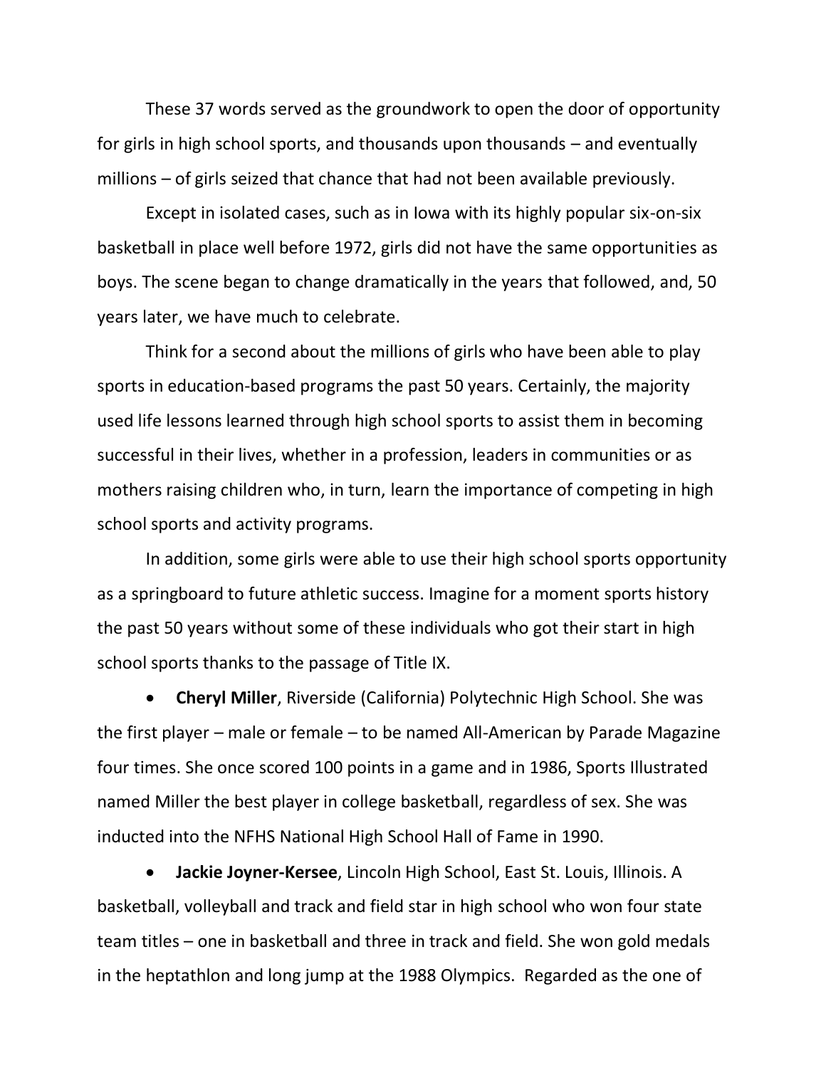These 37 words served as the groundwork to open the door of opportunity for girls in high school sports, and thousands upon thousands – and eventually millions – of girls seized that chance that had not been available previously.

Except in isolated cases, such as in Iowa with its highly popular six-on-six basketball in place well before 1972, girls did not have the same opportunities as boys. The scene began to change dramatically in the years that followed, and, 50 years later, we have much to celebrate.

Think for a second about the millions of girls who have been able to play sports in education-based programs the past 50 years. Certainly, the majority used life lessons learned through high school sports to assist them in becoming successful in their lives, whether in a profession, leaders in communities or as mothers raising children who, in turn, learn the importance of competing in high school sports and activity programs.

In addition, some girls were able to use their high school sports opportunity as a springboard to future athletic success. Imagine for a moment sports history the past 50 years without some of these individuals who got their start in high school sports thanks to the passage of Title IX.

- **Cheryl Miller**, Riverside (California) Polytechnic High School. She was the first player – male or female – to be named All-American by Parade Magazine four times. She once scored 100 points in a game and in 1986, Sports Illustrated named Miller the best player in college basketball, regardless of sex. She was inducted into the NFHS National High School Hall of Fame in 1990.

- **Jackie Joyner-Kersee**, Lincoln High School, East St. Louis, Illinois. A basketball, volleyball and track and field star in high school who won four state team titles – one in basketball and three in track and field. She won gold medals in the heptathlon and long jump at the 1988 Olympics. Regarded as the one of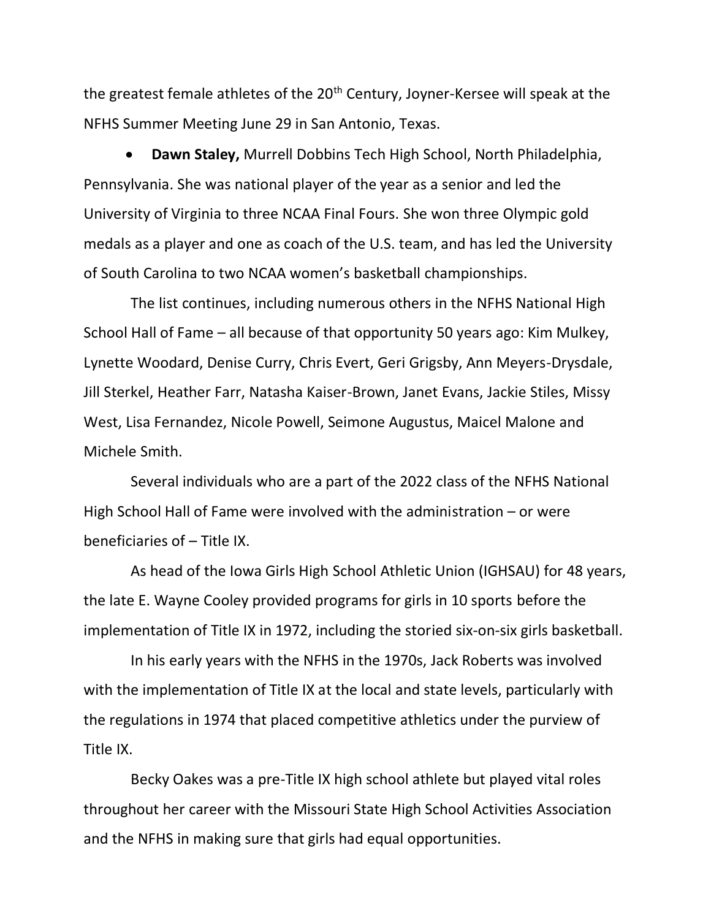the greatest female athletes of the 20th Century, Joyner-Kersee will speak at the NFHS Summer Meeting June 29 in San Antonio, Texas.

- **Dawn Staley,** Murrell Dobbins Tech High School, North Philadelphia, Pennsylvania. She was national player of the year as a senior and led the University of Virginia to three NCAA Final Fours. She won three Olympic gold medals as a player and one as coach of the U.S. team, and has led the University of South Carolina to two NCAA women's basketball championships.

The list continues, including numerous others in the NFHS National High School Hall of Fame – all because of that opportunity 50 years ago: Kim Mulkey, Lynette Woodard, Denise Curry, Chris Evert, Geri Grigsby, Ann Meyers-Drysdale, Jill Sterkel, Heather Farr, Natasha Kaiser-Brown, Janet Evans, Jackie Stiles, Missy West, Lisa Fernandez, Nicole Powell, Seimone Augustus, Maicel Malone and Michele Smith.

Several individuals who are a part of the 2022 class of the NFHS National High School Hall of Fame were involved with the administration – or were beneficiaries of – Title IX.

As head of the Iowa Girls High School Athletic Union (IGHSAU) for 48 years, the late E. Wayne Cooley provided programs for girls in 10 sports before the implementation of Title IX in 1972, including the storied six-on-six girls basketball.

In his early years with the NFHS in the 1970s, Jack Roberts was involved with the implementation of Title IX at the local and state levels, particularly with the regulations in 1974 that placed competitive athletics under the purview of Title IX.

Becky Oakes was a pre-Title IX high school athlete but played vital roles throughout her career with the Missouri State High School Activities Association and the NFHS in making sure that girls had equal opportunities.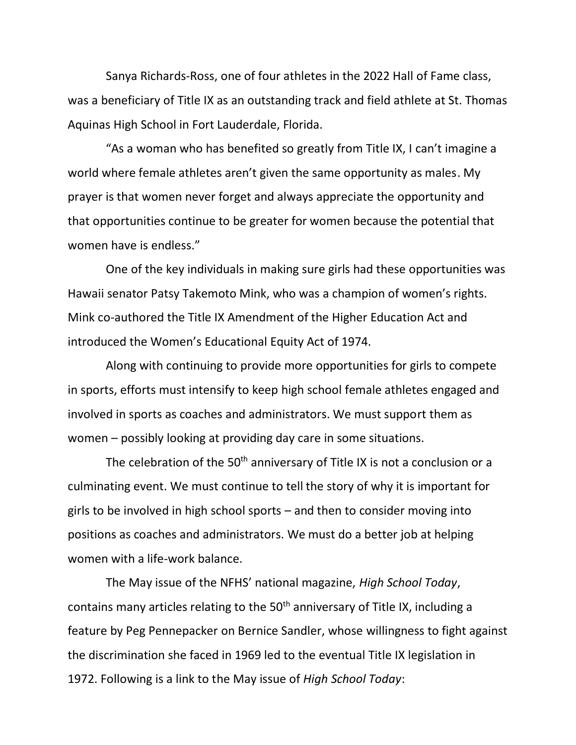Sanya Richards-Ross, one of four athletes in the 2022 Hall of Fame class, was a beneficiary of Title IX as an outstanding track and field athlete at St. Thomas Aquinas High School in Fort Lauderdale, Florida.

"As a woman who has benefited so greatly from Title IX, I can't imagine a world where female athletes aren't given the same opportunity as males. My prayer is that women never forget and always appreciate the opportunity and that opportunities continue to be greater for women because the potential that women have is endless."

One of the key individuals in making sure girls had these opportunities was Hawaii senator Patsy Takemoto Mink, who was a champion of women's rights. Mink co-authored the Title IX Amendment of the Higher Education Act and introduced the Women's Educational Equity Act of 1974.

Along with continuing to provide more opportunities for girls to compete in sports, efforts must intensify to keep high school female athletes engaged and involved in sports as coaches and administrators. We must support them as women – possibly looking at providing day care in some situations.

The celebration of the 50th anniversary of Title IX is not a conclusion or a culminating event. We must continue to tell the story of why it is important for girls to be involved in high school sports – and then to consider moving into positions as coaches and administrators. We must do a better job at helping women with a life-work balance.

The May issue of the NFHS' national magazine, *High School Today*, contains many articles relating to the 50th anniversary of Title IX, including a feature by Peg Pennepacker on Bernice Sandler, whose willingness to fight against the discrimination she faced in 1969 led to the eventual Title IX legislation in 1972. Following is a link to the May issue of *High School Today*: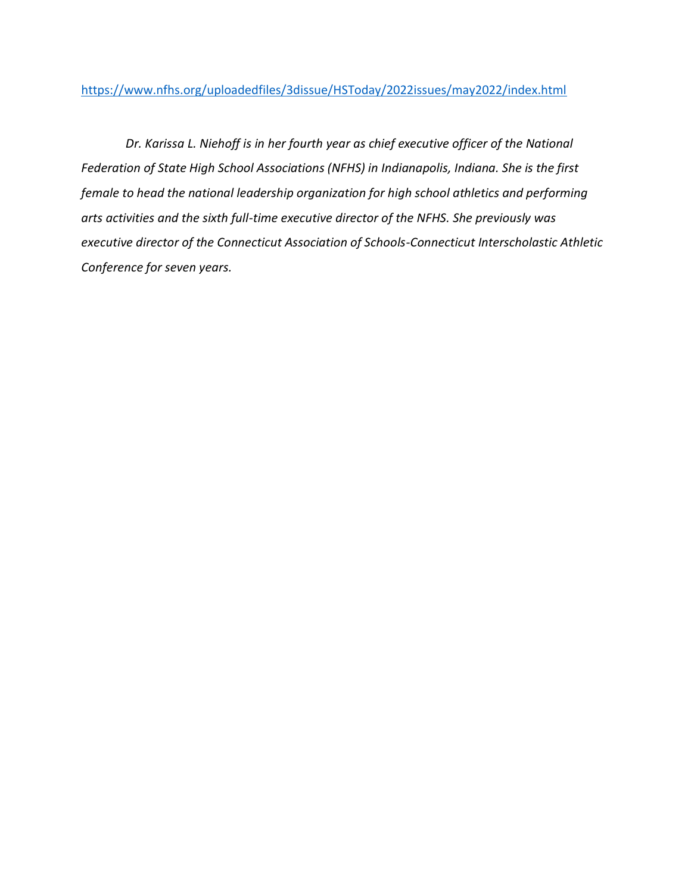https://www.nfhs.org/uploadedfiles/3dissue/HSToday/2022issues/may2022/index.html

*Dr. Karissa L. Niehoff is in her fourth year as chief executive officer of the National Federation of State High School Associations (NFHS) in Indianapolis, Indiana. She is the first female to head the national leadership organization for high school athletics and performing arts activities and the sixth full-time executive director of the NFHS. She previously was executive director of the Connecticut Association of Schools-Connecticut Interscholastic Athletic Conference for seven years.*